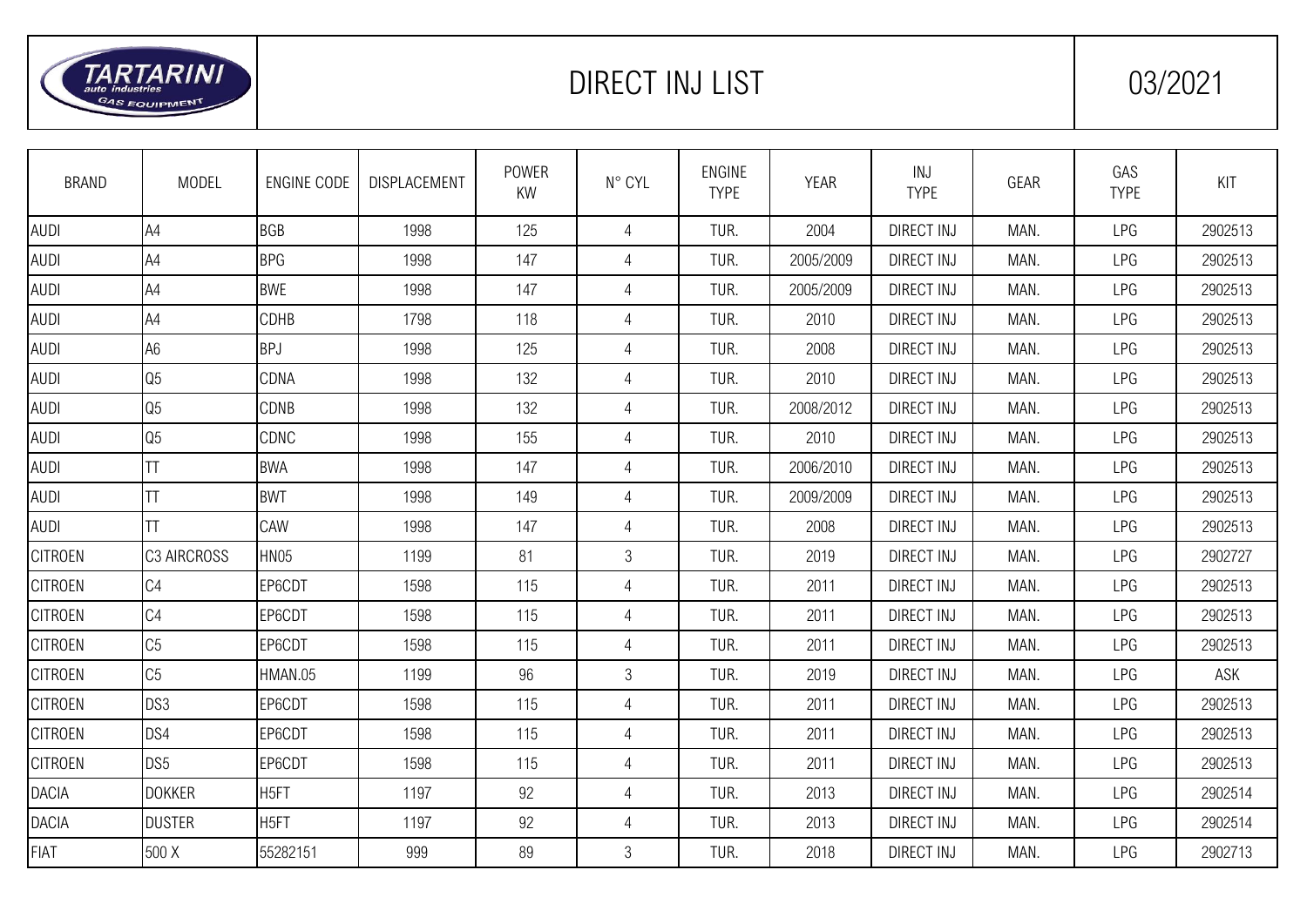TARTARINI auto industries GAS EQUIPMENT

# DIRECT INJ LIST

03/2021

| BRAND | MODEL | ENGINE CODE | DISPLACEMENT | POWER KW | N° CYL | ENGINE TYPE | YEAR | INJ TYPE | GEAR | GAS TYPE | KIT |
|---|---|---|---|---|---|---|---|---|---|---|---|
| AUDI | A4 | BGB | 1998 | 125 | 4 | TUR. | 2004 | DIRECT INJ | MAN. | LPG | 2902513 |
| AUDI | A4 | BPG | 1998 | 147 | 4 | TUR. | 2005/2009 | DIRECT INJ | MAN. | LPG | 2902513 |
| AUDI | A4 | BWE | 1998 | 147 | 4 | TUR. | 2005/2009 | DIRECT INJ | MAN. | LPG | 2902513 |
| AUDI | A4 | CDHB | 1798 | 118 | 4 | TUR. | 2010 | DIRECT INJ | MAN. | LPG | 2902513 |
| AUDI | A6 | BPJ | 1998 | 125 | 4 | TUR. | 2008 | DIRECT INJ | MAN. | LPG | 2902513 |
| AUDI | Q5 | CDNA | 1998 | 132 | 4 | TUR. | 2010 | DIRECT INJ | MAN. | LPG | 2902513 |
| AUDI | Q5 | CDNB | 1998 | 132 | 4 | TUR. | 2008/2012 | DIRECT INJ | MAN. | LPG | 2902513 |
| AUDI | Q5 | CDNC | 1998 | 155 | 4 | TUR. | 2010 | DIRECT INJ | MAN. | LPG | 2902513 |
| AUDI | TT | BWA | 1998 | 147 | 4 | TUR. | 2006/2010 | DIRECT INJ | MAN. | LPG | 2902513 |
| AUDI | TT | BWT | 1998 | 149 | 4 | TUR. | 2009/2009 | DIRECT INJ | MAN. | LPG | 2902513 |
| AUDI | TT | CAW | 1998 | 147 | 4 | TUR. | 2008 | DIRECT INJ | MAN. | LPG | 2902513 |
| CITROEN | C3 AIRCROSS | HN05 | 1199 | 81 | 3 | TUR. | 2019 | DIRECT INJ | MAN. | LPG | 2902727 |
| CITROEN | C4 | EP6CDT | 1598 | 115 | 4 | TUR. | 2011 | DIRECT INJ | MAN. | LPG | 2902513 |
| CITROEN | C4 | EP6CDT | 1598 | 115 | 4 | TUR. | 2011 | DIRECT INJ | MAN. | LPG | 2902513 |
| CITROEN | C5 | EP6CDT | 1598 | 115 | 4 | TUR. | 2011 | DIRECT INJ | MAN. | LPG | 2902513 |
| CITROEN | C5 | HMAN.05 | 1199 | 96 | 3 | TUR. | 2019 | DIRECT INJ | MAN. | LPG | ASK |
| CITROEN | DS3 | EP6CDT | 1598 | 115 | 4 | TUR. | 2011 | DIRECT INJ | MAN. | LPG | 2902513 |
| CITROEN | DS4 | EP6CDT | 1598 | 115 | 4 | TUR. | 2011 | DIRECT INJ | MAN. | LPG | 2902513 |
| CITROEN | DS5 | EP6CDT | 1598 | 115 | 4 | TUR. | 2011 | DIRECT INJ | MAN. | LPG | 2902513 |
| DACIA | DOKKER | H5FT | 1197 | 92 | 4 | TUR. | 2013 | DIRECT INJ | MAN. | LPG | 2902514 |
| DACIA | DUSTER | H5FT | 1197 | 92 | 4 | TUR. | 2013 | DIRECT INJ | MAN. | LPG | 2902514 |
| FIAT | 500 X | 55282151 | 999 | 89 | 3 | TUR. | 2018 | DIRECT INJ | MAN. | LPG | 2902713 |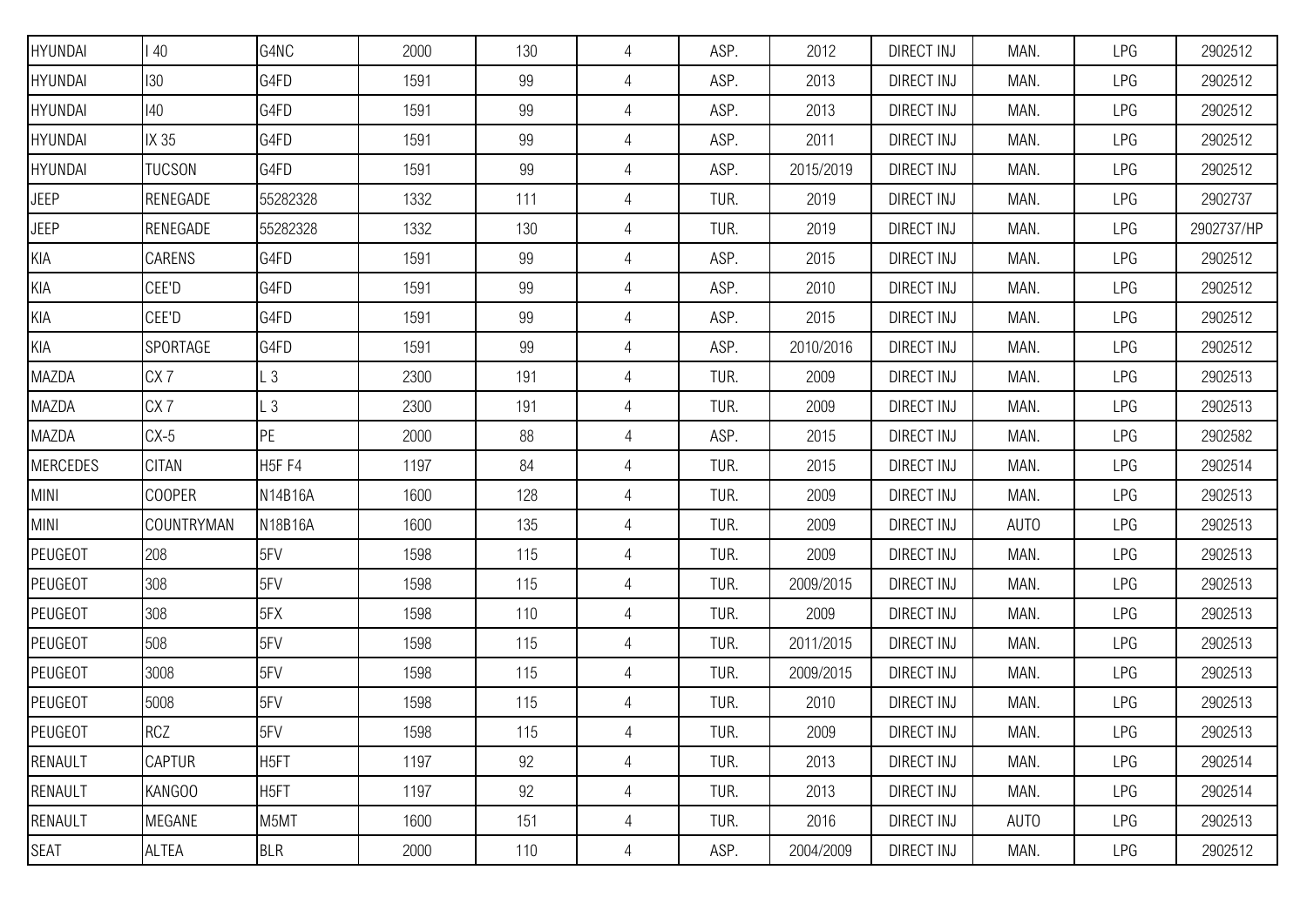| HYUNDAI | I 40 | G4NC | 2000 | 130 | 4 | ASP. | 2012 | DIRECT INJ | MAN. | LPG | 2902512 |
|---|---|---|---|---|---|---|---|---|---|---|---|
| HYUNDAI | I30 | G4FD | 1591 | 99 | 4 | ASP. | 2013 | DIRECT INJ | MAN. | LPG | 2902512 |
| HYUNDAI | I40 | G4FD | 1591 | 99 | 4 | ASP. | 2013 | DIRECT INJ | MAN. | LPG | 2902512 |
| HYUNDAI | IX 35 | G4FD | 1591 | 99 | 4 | ASP. | 2011 | DIRECT INJ | MAN. | LPG | 2902512 |
| HYUNDAI | TUCSON | G4FD | 1591 | 99 | 4 | ASP. | 2015/2019 | DIRECT INJ | MAN. | LPG | 2902512 |
| JEEP | RENEGADE | 55282328 | 1332 | 111 | 4 | TUR. | 2019 | DIRECT INJ | MAN. | LPG | 2902737 |
| JEEP | RENEGADE | 55282328 | 1332 | 130 | 4 | TUR. | 2019 | DIRECT INJ | MAN. | LPG | 2902737/HP |
| KIA | CARENS | G4FD | 1591 | 99 | 4 | ASP. | 2015 | DIRECT INJ | MAN. | LPG | 2902512 |
| KIA | CEE'D | G4FD | 1591 | 99 | 4 | ASP. | 2010 | DIRECT INJ | MAN. | LPG | 2902512 |
| KIA | CEE'D | G4FD | 1591 | 99 | 4 | ASP. | 2015 | DIRECT INJ | MAN. | LPG | 2902512 |
| KIA | SPORTAGE | G4FD | 1591 | 99 | 4 | ASP. | 2010/2016 | DIRECT INJ | MAN. | LPG | 2902512 |
| MAZDA | CX 7 | L 3 | 2300 | 191 | 4 | TUR. | 2009 | DIRECT INJ | MAN. | LPG | 2902513 |
| MAZDA | CX 7 | L 3 | 2300 | 191 | 4 | TUR. | 2009 | DIRECT INJ | MAN. | LPG | 2902513 |
| MAZDA | CX-5 | PE | 2000 | 88 | 4 | ASP. | 2015 | DIRECT INJ | MAN. | LPG | 2902582 |
| MERCEDES | CITAN | H5F F4 | 1197 | 84 | 4 | TUR. | 2015 | DIRECT INJ | MAN. | LPG | 2902514 |
| MINI | COOPER | N14B16A | 1600 | 128 | 4 | TUR. | 2009 | DIRECT INJ | MAN. | LPG | 2902513 |
| MINI | COUNTRYMAN | N18B16A | 1600 | 135 | 4 | TUR. | 2009 | DIRECT INJ | AUTO | LPG | 2902513 |
| PEUGEOT | 208 | 5FV | 1598 | 115 | 4 | TUR. | 2009 | DIRECT INJ | MAN. | LPG | 2902513 |
| PEUGEOT | 308 | 5FV | 1598 | 115 | 4 | TUR. | 2009/2015 | DIRECT INJ | MAN. | LPG | 2902513 |
| PEUGEOT | 308 | 5FX | 1598 | 110 | 4 | TUR. | 2009 | DIRECT INJ | MAN. | LPG | 2902513 |
| PEUGEOT | 508 | 5FV | 1598 | 115 | 4 | TUR. | 2011/2015 | DIRECT INJ | MAN. | LPG | 2902513 |
| PEUGEOT | 3008 | 5FV | 1598 | 115 | 4 | TUR. | 2009/2015 | DIRECT INJ | MAN. | LPG | 2902513 |
| PEUGEOT | 5008 | 5FV | 1598 | 115 | 4 | TUR. | 2010 | DIRECT INJ | MAN. | LPG | 2902513 |
| PEUGEOT | RCZ | 5FV | 1598 | 115 | 4 | TUR. | 2009 | DIRECT INJ | MAN. | LPG | 2902513 |
| RENAULT | CAPTUR | H5FT | 1197 | 92 | 4 | TUR. | 2013 | DIRECT INJ | MAN. | LPG | 2902514 |
| RENAULT | KANGOO | H5FT | 1197 | 92 | 4 | TUR. | 2013 | DIRECT INJ | MAN. | LPG | 2902514 |
| RENAULT | MEGANE | M5MT | 1600 | 151 | 4 | TUR. | 2016 | DIRECT INJ | AUTO | LPG | 2902513 |
| SEAT | ALTEA | BLR | 2000 | 110 | 4 | ASP. | 2004/2009 | DIRECT INJ | MAN. | LPG | 2902512 |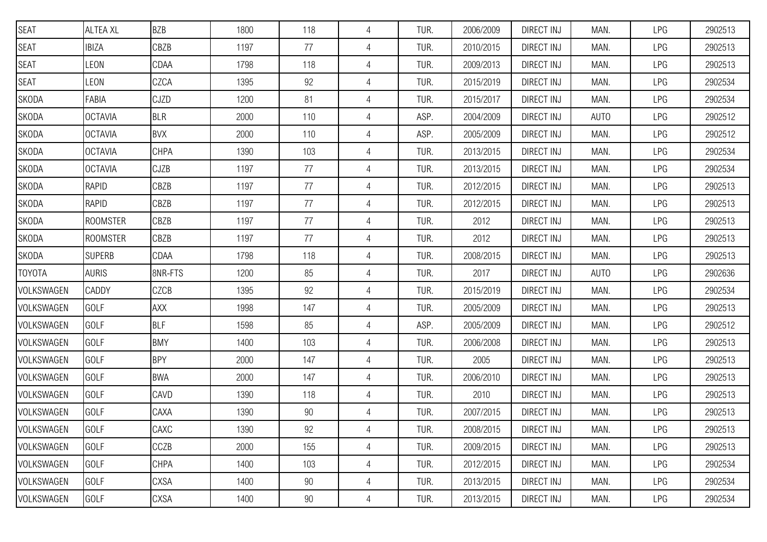| SEAT | ALTEA XL | BZB | 1800 | 118 | 4 | TUR. | 2006/2009 | DIRECT INJ | MAN. | LPG | 2902513 |
|---|---|---|---|---|---|---|---|---|---|---|---|
| SEAT | IBIZA | CBZB | 1197 | 77 | 4 | TUR. | 2010/2015 | DIRECT INJ | MAN. | LPG | 2902513 |
| SEAT | LEON | CDAA | 1798 | 118 | 4 | TUR. | 2009/2013 | DIRECT INJ | MAN. | LPG | 2902513 |
| SEAT | LEON | CZCA | 1395 | 92 | 4 | TUR. | 2015/2019 | DIRECT INJ | MAN. | LPG | 2902534 |
| SKODA | FABIA | CJZD | 1200 | 81 | 4 | TUR. | 2015/2017 | DIRECT INJ | MAN. | LPG | 2902534 |
| SKODA | OCTAVIA | BLR | 2000 | 110 | 4 | ASP. | 2004/2009 | DIRECT INJ | AUTO | LPG | 2902512 |
| SKODA | OCTAVIA | BVX | 2000 | 110 | 4 | ASP. | 2005/2009 | DIRECT INJ | MAN. | LPG | 2902512 |
| SKODA | OCTAVIA | CHPA | 1390 | 103 | 4 | TUR. | 2013/2015 | DIRECT INJ | MAN. | LPG | 2902534 |
| SKODA | OCTAVIA | CJZB | 1197 | 77 | 4 | TUR. | 2013/2015 | DIRECT INJ | MAN. | LPG | 2902534 |
| SKODA | RAPID | CBZB | 1197 | 77 | 4 | TUR. | 2012/2015 | DIRECT INJ | MAN. | LPG | 2902513 |
| SKODA | RAPID | CBZB | 1197 | 77 | 4 | TUR. | 2012/2015 | DIRECT INJ | MAN. | LPG | 2902513 |
| SKODA | ROOMSTER | CBZB | 1197 | 77 | 4 | TUR. | 2012 | DIRECT INJ | MAN. | LPG | 2902513 |
| SKODA | ROOMSTER | CBZB | 1197 | 77 | 4 | TUR. | 2012 | DIRECT INJ | MAN. | LPG | 2902513 |
| SKODA | SUPERB | CDAA | 1798 | 118 | 4 | TUR. | 2008/2015 | DIRECT INJ | MAN. | LPG | 2902513 |
| TOYOTA | AURIS | 8NR-FTS | 1200 | 85 | 4 | TUR. | 2017 | DIRECT INJ | AUTO | LPG | 2902636 |
| VOLKSWAGEN | CADDY | CZCB | 1395 | 92 | 4 | TUR. | 2015/2019 | DIRECT INJ | MAN. | LPG | 2902534 |
| VOLKSWAGEN | GOLF | AXX | 1998 | 147 | 4 | TUR. | 2005/2009 | DIRECT INJ | MAN. | LPG | 2902513 |
| VOLKSWAGEN | GOLF | BLF | 1598 | 85 | 4 | ASP. | 2005/2009 | DIRECT INJ | MAN. | LPG | 2902512 |
| VOLKSWAGEN | GOLF | BMY | 1400 | 103 | 4 | TUR. | 2006/2008 | DIRECT INJ | MAN. | LPG | 2902513 |
| VOLKSWAGEN | GOLF | BPY | 2000 | 147 | 4 | TUR. | 2005 | DIRECT INJ | MAN. | LPG | 2902513 |
| VOLKSWAGEN | GOLF | BWA | 2000 | 147 | 4 | TUR. | 2006/2010 | DIRECT INJ | MAN. | LPG | 2902513 |
| VOLKSWAGEN | GOLF | CAVD | 1390 | 118 | 4 | TUR. | 2010 | DIRECT INJ | MAN. | LPG | 2902513 |
| VOLKSWAGEN | GOLF | CAXA | 1390 | 90 | 4 | TUR. | 2007/2015 | DIRECT INJ | MAN. | LPG | 2902513 |
| VOLKSWAGEN | GOLF | CAXC | 1390 | 92 | 4 | TUR. | 2008/2015 | DIRECT INJ | MAN. | LPG | 2902513 |
| VOLKSWAGEN | GOLF | CCZB | 2000 | 155 | 4 | TUR. | 2009/2015 | DIRECT INJ | MAN. | LPG | 2902513 |
| VOLKSWAGEN | GOLF | CHPA | 1400 | 103 | 4 | TUR. | 2012/2015 | DIRECT INJ | MAN. | LPG | 2902534 |
| VOLKSWAGEN | GOLF | CXSA | 1400 | 90 | 4 | TUR. | 2013/2015 | DIRECT INJ | MAN. | LPG | 2902534 |
| VOLKSWAGEN | GOLF | CXSA | 1400 | 90 | 4 | TUR. | 2013/2015 | DIRECT INJ | MAN. | LPG | 2902534 |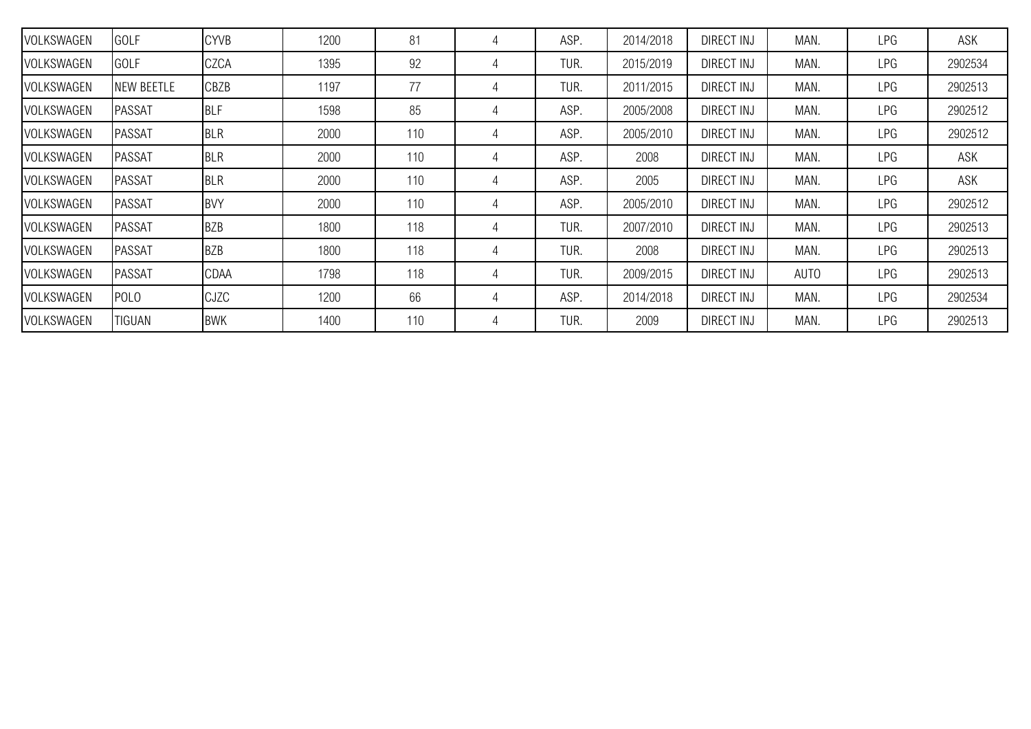| | | | | | | | | | | | |
|---|---|---|---|---|---|---|---|---|---|---|---|
| VOLKSWAGEN | GOLF | CYVB | 1200 | 81 | 4 | ASP. | 2014/2018 | DIRECT INJ | MAN. | LPG | ASK |
| VOLKSWAGEN | GOLF | CZCA | 1395 | 92 | 4 | TUR. | 2015/2019 | DIRECT INJ | MAN. | LPG | 2902534 |
| VOLKSWAGEN | NEW BEETLE | CBZB | 1197 | 77 | 4 | TUR. | 2011/2015 | DIRECT INJ | MAN. | LPG | 2902513 |
| VOLKSWAGEN | PASSAT | BLF | 1598 | 85 | 4 | ASP. | 2005/2008 | DIRECT INJ | MAN. | LPG | 2902512 |
| VOLKSWAGEN | PASSAT | BLR | 2000 | 110 | 4 | ASP. | 2005/2010 | DIRECT INJ | MAN. | LPG | 2902512 |
| VOLKSWAGEN | PASSAT | BLR | 2000 | 110 | 4 | ASP. | 2008 | DIRECT INJ | MAN. | LPG | ASK |
| VOLKSWAGEN | PASSAT | BLR | 2000 | 110 | 4 | ASP. | 2005 | DIRECT INJ | MAN. | LPG | ASK |
| VOLKSWAGEN | PASSAT | BVY | 2000 | 110 | 4 | ASP. | 2005/2010 | DIRECT INJ | MAN. | LPG | 2902512 |
| VOLKSWAGEN | PASSAT | BZB | 1800 | 118 | 4 | TUR. | 2007/2010 | DIRECT INJ | MAN. | LPG | 2902513 |
| VOLKSWAGEN | PASSAT | BZB | 1800 | 118 | 4 | TUR. | 2008 | DIRECT INJ | MAN. | LPG | 2902513 |
| VOLKSWAGEN | PASSAT | CDAA | 1798 | 118 | 4 | TUR. | 2009/2015 | DIRECT INJ | AUTO | LPG | 2902513 |
| VOLKSWAGEN | POLO | CJZC | 1200 | 66 | 4 | ASP. | 2014/2018 | DIRECT INJ | MAN. | LPG | 2902534 |
| VOLKSWAGEN | TIGUAN | BWK | 1400 | 110 | 4 | TUR. | 2009 | DIRECT INJ | MAN. | LPG | 2902513 |